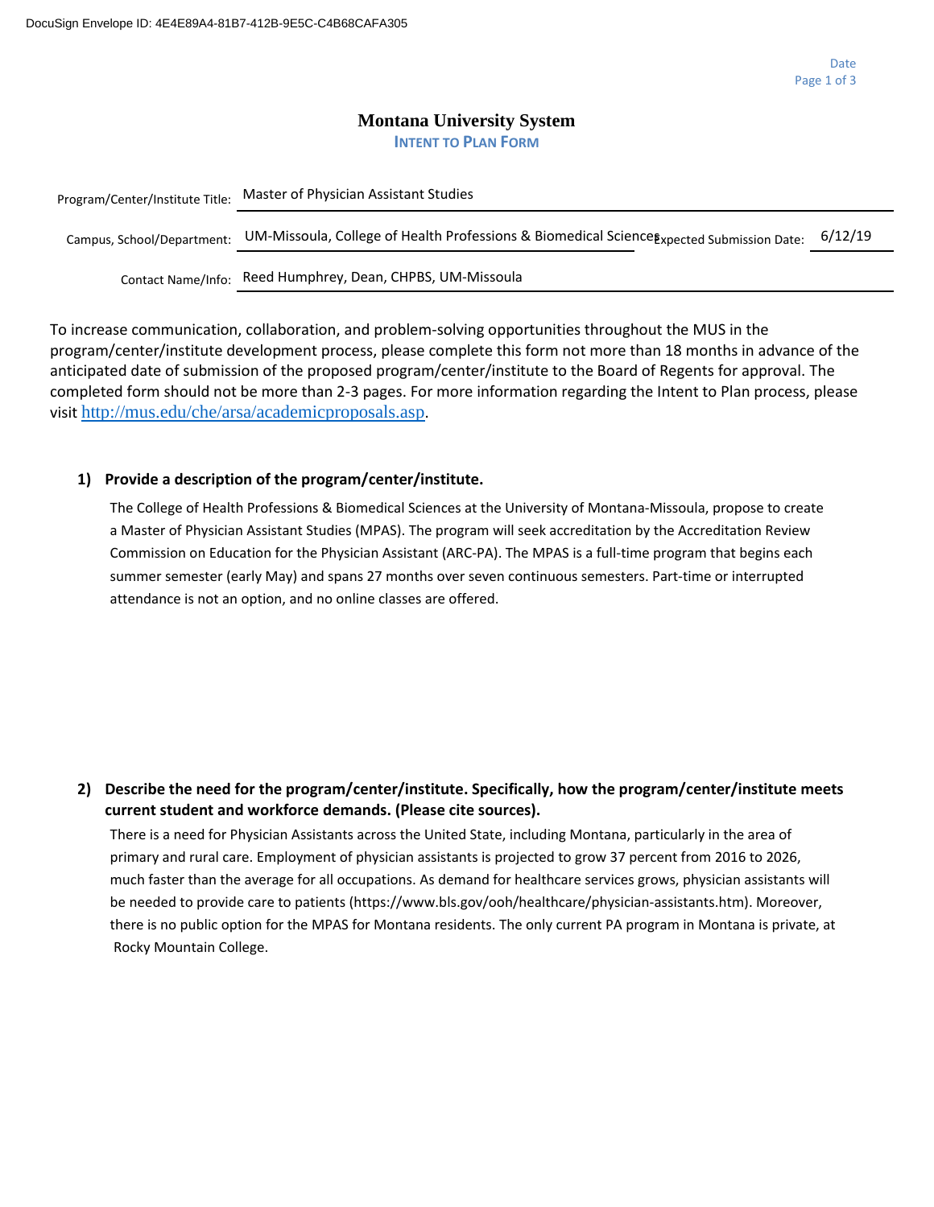DocuSign Envelope ID: 4E4E89A4-81B7-412B-9E5C-C4B68CAFA305

Date

# Montana University System

## Intent to Plan Form

Program/Center/Institute Title: Master of Physician Assistant Studies

Campus, School/Department: UM-Missoula, College of Health Professions & Biomedical Sciences

Expected Submission Date: 6/12/19

Contact Name/Info: Reed Humphrey, Dean, CHPBS, UM-Missoula

To increase communication, collaboration, and problem-solving opportunities throughout the MUS in the program/center/institute development process, please complete this form not more than 18 months in advance of the anticipated date of submission of the proposed program/center/institute to the Board of Regents for approval. The completed form should not be more than 2-3 pages. For more information regarding the Intent to Plan process, please visit http://mus.edu/che/arsa/academicproposals.asp.

**1) Provide a description of the program/center/institute.**

The College of Health Professions & Biomedical Sciences at the University of Montana-Missoula, propose to create a Master of Physician Assistant Studies (MPAS). The program will seek accreditation by the Accreditation Review Commission on Education for the Physician Assistant (ARC-PA). The MPAS is a full-time program that begins each summer semester (early May) and spans 27 months over seven continuous semesters. Part-time or interrupted attendance is not an option, and no online classes are offered.

**2) Describe the need for the program/center/institute. Specifically, how the program/center/institute meets current student and workforce demands. (Please cite sources).**

There is a need for Physician Assistants across the United State, including Montana, particularly in the area of primary and rural care. Employment of physician assistants is projected to grow 37 percent from 2016 to 2026, much faster than the average for all occupations. As demand for healthcare services grows, physician assistants will be needed to provide care to patients (https://www.bls.gov/ooh/healthcare/physician-assistants.htm). Moreover, there is no public option for the MPAS for Montana residents. The only current PA program in Montana is private, at Rocky Mountain College.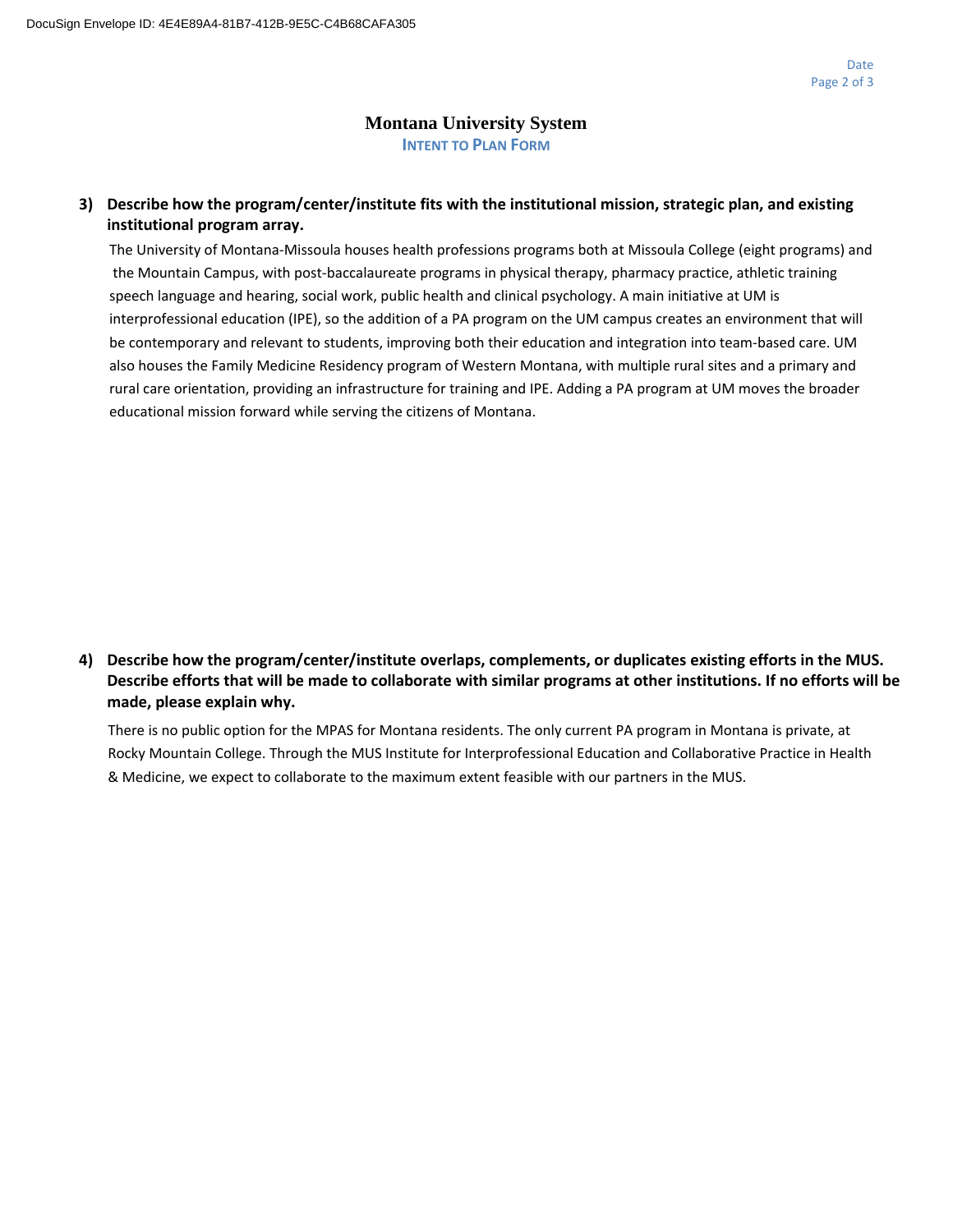# Montana University System

### INTENT TO PLAN FORM

**3) Describe how the program/center/institute fits with the institutional mission, strategic plan, and existing institutional program array.**

The University of Montana-Missoula houses health professions programs both at Missoula College (eight programs) and the Mountain Campus, with post-baccalaureate programs in physical therapy, pharmacy practice, athletic training speech language and hearing, social work, public health and clinical psychology. A main initiative at UM is interprofessional education (IPE), so the addition of a PA program on the UM campus creates an environment that will be contemporary and relevant to students, improving both their education and integration into team-based care. UM also houses the Family Medicine Residency program of Western Montana, with multiple rural sites and a primary and rural care orientation, providing an infrastructure for training and IPE. Adding a PA program at UM moves the broader educational mission forward while serving the citizens of Montana.

**4) Describe how the program/center/institute overlaps, complements, or duplicates existing efforts in the MUS. Describe efforts that will be made to collaborate with similar programs at other institutions. If no efforts will be made, please explain why.**

There is no public option for the MPAS for Montana residents. The only current PA program in Montana is private, at Rocky Mountain College. Through the MUS Institute for Interprofessional Education and Collaborative Practice in Health & Medicine, we expect to collaborate to the maximum extent feasible with our partners in the MUS.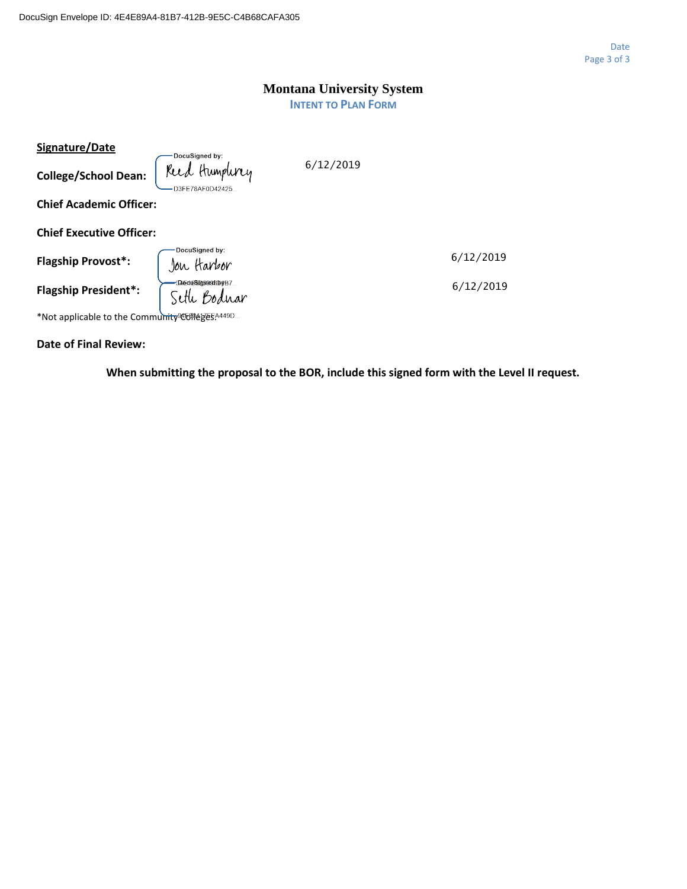# Montana University System

## INTENT TO PLAN FORM

**Signature/Date**

**College/School Dean:** Reed Humphrey 6/12/2019

**Chief Academic Officer:**

**Chief Executive Officer:**

**Flagship Provost*:** Jon Harbor 6/12/2019

**Flagship President*:** Seth Bodnar 6/12/2019

*Not applicable to the Community Colleges.

**Date of Final Review:**

**When submitting the proposal to the BOR, include this signed form with the Level II request.**